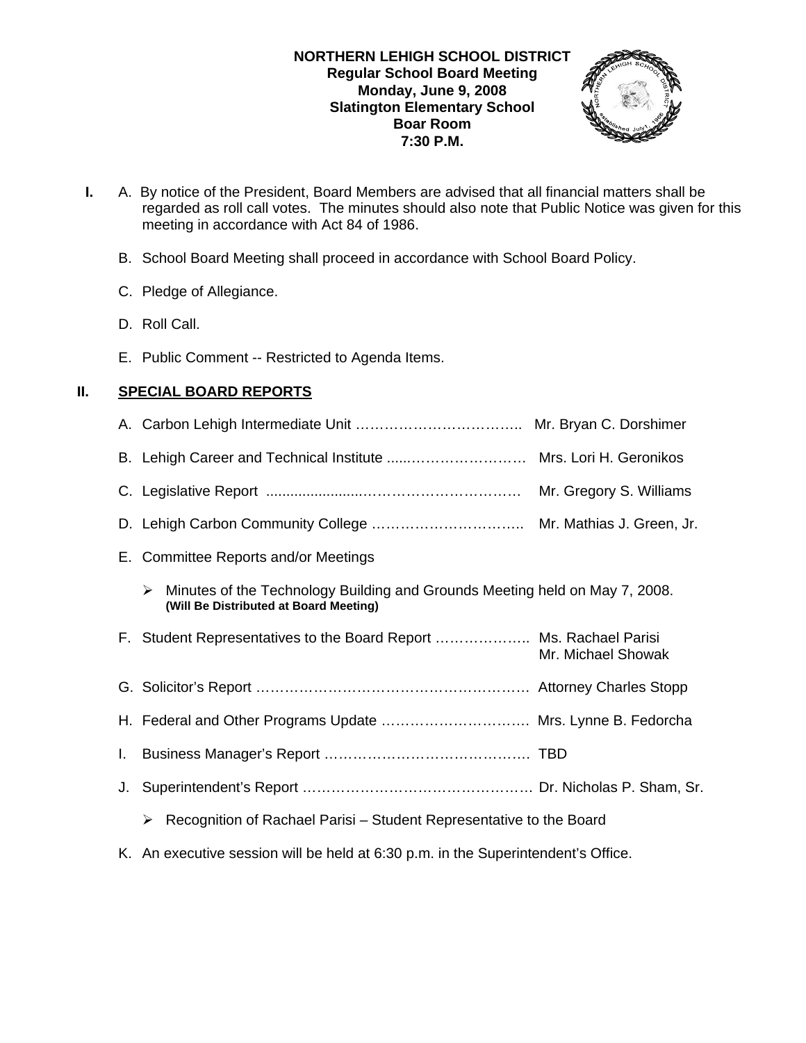**NORTHERN LEHIGH SCHOOL DISTRICT**
**Regular School Board Meeting**
**Monday, June 9, 2008**
**Slatington Elementary School**
**Boar Room**
**7:30 P.M.**

**I.** A. By notice of the President, Board Members are advised that all financial matters shall be regarded as roll call votes. The minutes should also note that Public Notice was given for this meeting in accordance with Act 84 of 1986.

B. School Board Meeting shall proceed in accordance with School Board Policy.

C. Pledge of Allegiance.

D. Roll Call.

E. Public Comment -- Restricted to Agenda Items.

## II. SPECIAL BOARD REPORTS

A. Carbon Lehigh Intermediate Unit …………………………….. Mr. Bryan C. Dorshimer

B. Lehigh Career and Technical Institute .....…………………… Mrs. Lori H. Geronikos

C. Legislative Report ......................…………………………… Mr. Gregory S. Williams

D. Lehigh Carbon Community College ………………………….. Mr. Mathias J. Green, Jr.

E. Committee Reports and/or Meetings

- Minutes of the Technology Building and Grounds Meeting held on May 7, 2008. **(Will Be Distributed at Board Meeting)**

F. Student Representatives to the Board Report ……………….. Ms. Rachael Parisi
Mr. Michael Showak

G. Solicitor's Report ………………………………………………… Attorney Charles Stopp

H. Federal and Other Programs Update …………………………. Mrs. Lynne B. Fedorcha

I. Business Manager's Report ……………………………………. TBD

J. Superintendent's Report ………………………………………… Dr. Nicholas P. Sham, Sr.

- Recognition of Rachael Parisi – Student Representative to the Board

K. An executive session will be held at 6:30 p.m. in the Superintendent's Office.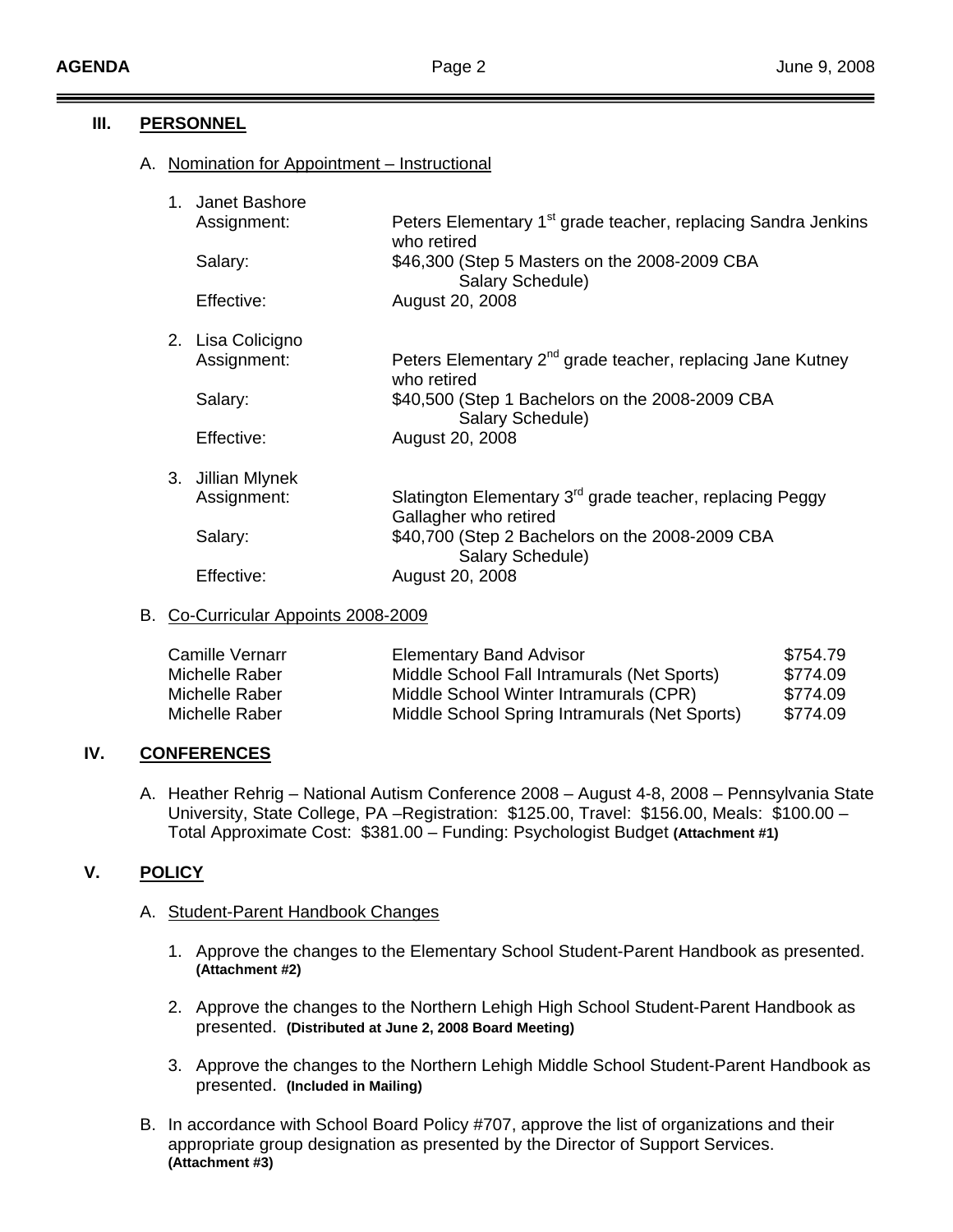## III. PERSONNEL

### A. Nomination for Appointment – Instructional

1. Janet Bashore
   - Assignment: Peters Elementary 1st grade teacher, replacing Sandra Jenkins who retired
   - Salary: $46,300 (Step 5 Masters on the 2008-2009 CBA Salary Schedule)
   - Effective: August 20, 2008

2. Lisa Colicigno
   - Assignment: Peters Elementary 2nd grade teacher, replacing Jane Kutney who retired
   - Salary: $40,500 (Step 1 Bachelors on the 2008-2009 CBA Salary Schedule)
   - Effective: August 20, 2008

3. Jillian Mlynek
   - Assignment: Slatington Elementary 3rd grade teacher, replacing Peggy Gallagher who retired
   - Salary: $40,700 (Step 2 Bachelors on the 2008-2009 CBA Salary Schedule)
   - Effective: August 20, 2008

### B. Co-Curricular Appoints 2008-2009

| | | |
|---|---|---|
| Camille Vernarr | Elementary Band Advisor | $754.79 |
| Michelle Raber | Middle School Fall Intramurals (Net Sports) | $774.09 |
| Michelle Raber | Middle School Winter Intramurals (CPR) | $774.09 |
| Michelle Raber | Middle School Spring Intramurals (Net Sports) | $774.09 |

## IV. CONFERENCES

A. Heather Rehrig – National Autism Conference 2008 – August 4-8, 2008 – Pennsylvania State University, State College, PA –Registration: $125.00, Travel: $156.00, Meals: $100.00 – Total Approximate Cost: $381.00 – Funding: Psychologist Budget **(Attachment #1)**

## V. POLICY

### A. Student-Parent Handbook Changes

1. Approve the changes to the Elementary School Student-Parent Handbook as presented. **(Attachment #2)**

2. Approve the changes to the Northern Lehigh High School Student-Parent Handbook as presented. **(Distributed at June 2, 2008 Board Meeting)**

3. Approve the changes to the Northern Lehigh Middle School Student-Parent Handbook as presented. **(Included in Mailing)**

B. In accordance with School Board Policy #707, approve the list of organizations and their appropriate group designation as presented by the Director of Support Services. **(Attachment #3)**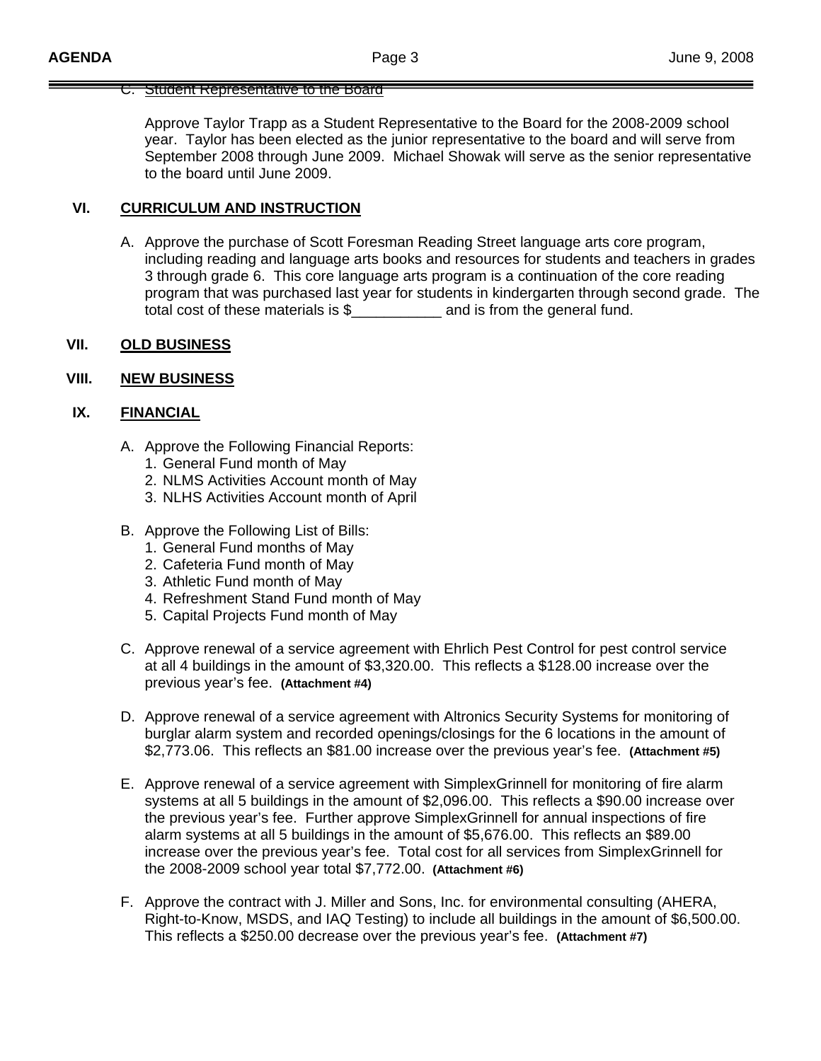C. Student Representative to the Board

Approve Taylor Trapp as a Student Representative to the Board for the 2008-2009 school year. Taylor has been elected as the junior representative to the board and will serve from September 2008 through June 2009. Michael Showak will serve as the senior representative to the board until June 2009.

## VI. CURRICULUM AND INSTRUCTION

A. Approve the purchase of Scott Foresman Reading Street language arts core program, including reading and language arts books and resources for students and teachers in grades 3 through grade 6. This core language arts program is a continuation of the core reading program that was purchased last year for students in kindergarten through second grade. The total cost of these materials is $___________ and is from the general fund.

## VII. OLD BUSINESS

## VIII. NEW BUSINESS

## IX. FINANCIAL

A. Approve the Following Financial Reports:
   1. General Fund month of May
   2. NLMS Activities Account month of May
   3. NLHS Activities Account month of April

B. Approve the Following List of Bills:
   1. General Fund months of May
   2. Cafeteria Fund month of May
   3. Athletic Fund month of May
   4. Refreshment Stand Fund month of May
   5. Capital Projects Fund month of May

C. Approve renewal of a service agreement with Ehrlich Pest Control for pest control service at all 4 buildings in the amount of $3,320.00. This reflects a $128.00 increase over the previous year's fee. **(Attachment #4)**

D. Approve renewal of a service agreement with Altronics Security Systems for monitoring of burglar alarm system and recorded openings/closings for the 6 locations in the amount of $2,773.06. This reflects an $81.00 increase over the previous year's fee. **(Attachment #5)**

E. Approve renewal of a service agreement with SimplexGrinnell for monitoring of fire alarm systems at all 5 buildings in the amount of $2,096.00. This reflects a $90.00 increase over the previous year's fee. Further approve SimplexGrinnell for annual inspections of fire alarm systems at all 5 buildings in the amount of $5,676.00. This reflects an $89.00 increase over the previous year's fee. Total cost for all services from SimplexGrinnell for the 2008-2009 school year total $7,772.00. **(Attachment #6)**

F. Approve the contract with J. Miller and Sons, Inc. for environmental consulting (AHERA, Right-to-Know, MSDS, and IAQ Testing) to include all buildings in the amount of $6,500.00. This reflects a $250.00 decrease over the previous year's fee. **(Attachment #7)**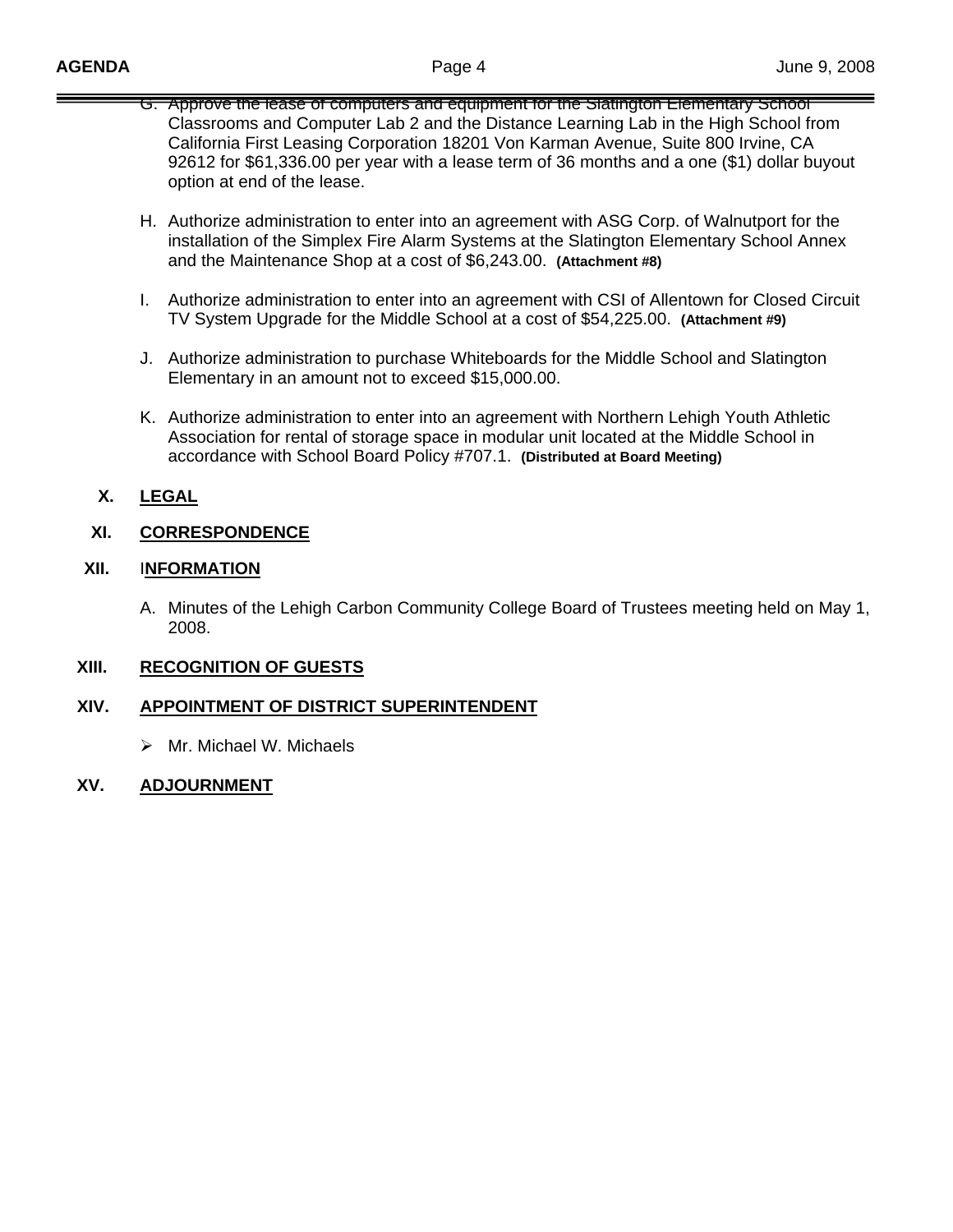G. Approve the lease of computers and equipment for the Slatington Elementary School Classrooms and Computer Lab 2 and the Distance Learning Lab in the High School from California First Leasing Corporation 18201 Von Karman Avenue, Suite 800 Irvine, CA 92612 for $61,336.00 per year with a lease term of 36 months and a one ($1) dollar buyout option at end of the lease.

H. Authorize administration to enter into an agreement with ASG Corp. of Walnutport for the installation of the Simplex Fire Alarm Systems at the Slatington Elementary School Annex and the Maintenance Shop at a cost of $6,243.00. **(Attachment #8)**

I. Authorize administration to enter into an agreement with CSI of Allentown for Closed Circuit TV System Upgrade for the Middle School at a cost of $54,225.00. **(Attachment #9)**

J. Authorize administration to purchase Whiteboards for the Middle School and Slatington Elementary in an amount not to exceed $15,000.00.

K. Authorize administration to enter into an agreement with Northern Lehigh Youth Athletic Association for rental of storage space in modular unit located at the Middle School in accordance with School Board Policy #707.1. **(Distributed at Board Meeting)**

## X. LEGAL

## XI. CORRESPONDENCE

## XII. INFORMATION

A. Minutes of the Lehigh Carbon Community College Board of Trustees meeting held on May 1, 2008.

## XIII. RECOGNITION OF GUESTS

## XIV. APPOINTMENT OF DISTRICT SUPERINTENDENT

- Mr. Michael W. Michaels

## XV. ADJOURNMENT